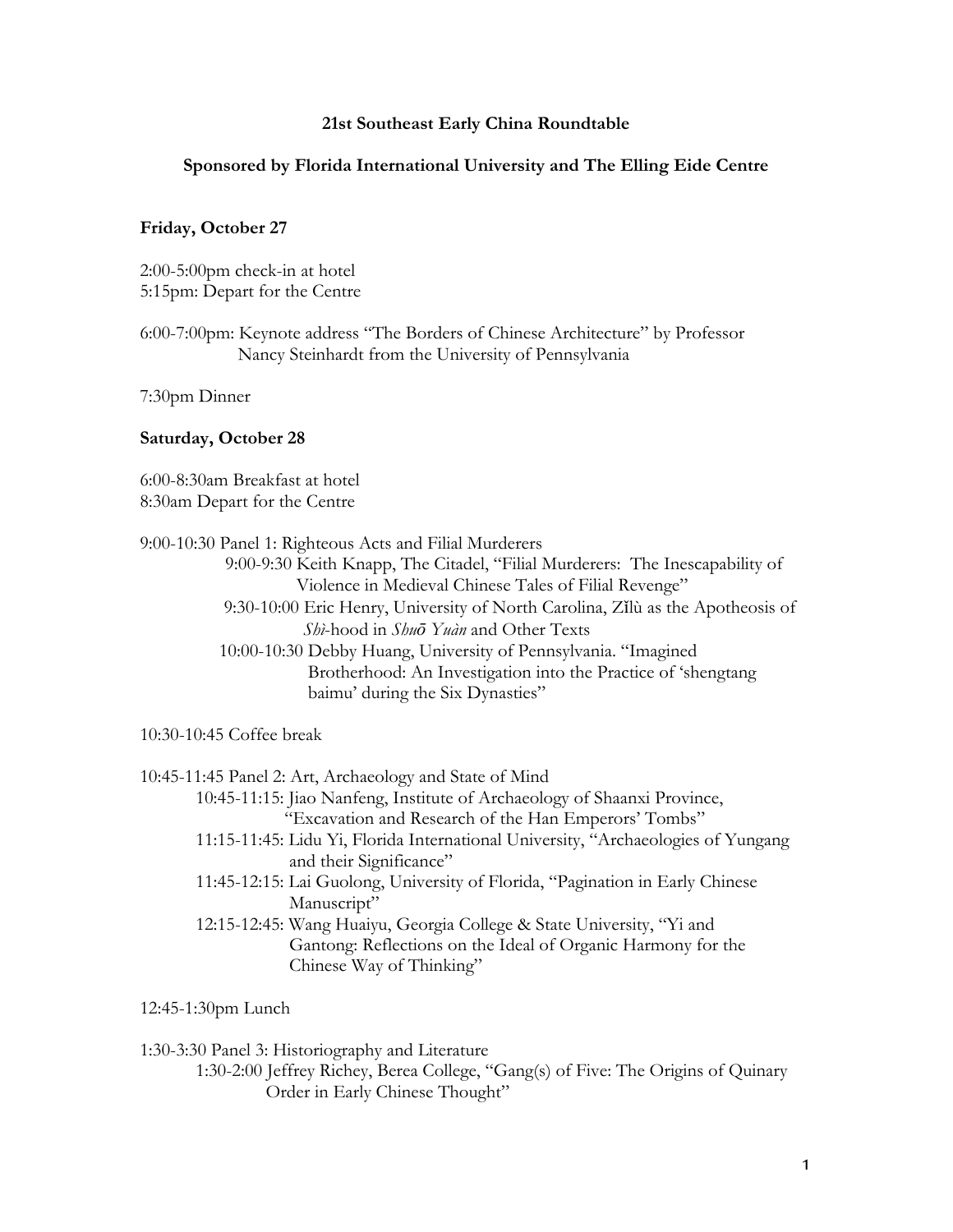**21st Southeast Early China Roundtable**

**Sponsored by Florida International University and The Elling Eide Centre**

**Friday, October 27**

2:00-5:00pm check-in at hotel
5:15pm: Depart for the Centre

6:00-7:00pm: Keynote address "The Borders of Chinese Architecture" by Professor Nancy Steinhardt from the University of Pennsylvania

7:30pm Dinner

**Saturday, October 28**

6:00-8:30am Breakfast at hotel
8:30am Depart for the Centre

9:00-10:30 Panel 1: Righteous Acts and Filial Murderers
- 9:00-9:30 Keith Knapp, The Citadel, "Filial Murderers: The Inescapability of Violence in Medieval Chinese Tales of Filial Revenge"
- 9:30-10:00 Eric Henry, University of North Carolina, Zǐlù as the Apotheosis of *Shì*-hood in *Shuō Yuàn* and Other Texts
- 10:00-10:30 Debby Huang, University of Pennsylvania. "Imagined Brotherhood: An Investigation into the Practice of 'shengtang baimu' during the Six Dynasties"

10:30-10:45 Coffee break

10:45-11:45 Panel 2: Art, Archaeology and State of Mind
- 10:45-11:15: Jiao Nanfeng, Institute of Archaeology of Shaanxi Province, "Excavation and Research of the Han Emperors' Tombs"
- 11:15-11:45: Lidu Yi, Florida International University, "Archaeologies of Yungang and their Significance"
- 11:45-12:15: Lai Guolong, University of Florida, "Pagination in Early Chinese Manuscript"
- 12:15-12:45: Wang Huaiyu, Georgia College & State University, "Yi and Gantong: Reflections on the Ideal of Organic Harmony for the Chinese Way of Thinking"

12:45-1:30pm Lunch

1:30-3:30 Panel 3: Historiography and Literature
- 1:30-2:00 Jeffrey Richey, Berea College, "Gang(s) of Five: The Origins of Quinary Order in Early Chinese Thought"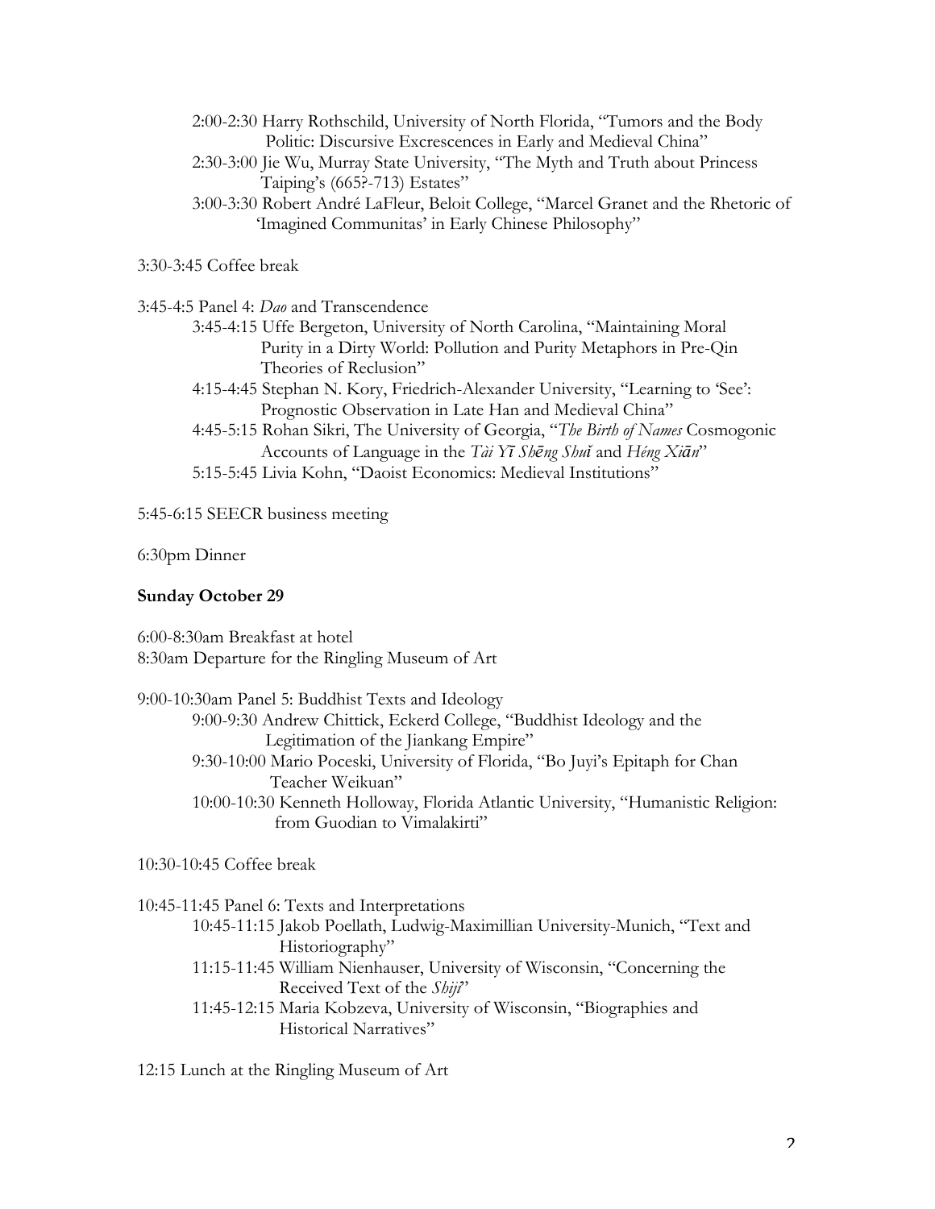2:00-2:30 Harry Rothschild, University of North Florida, "Tumors and the Body Politic: Discursive Excrescences in Early and Medieval China"
2:30-3:00 Jie Wu, Murray State University, "The Myth and Truth about Princess Taiping's (665?-713) Estates"
3:00-3:30 Robert André LaFleur, Beloit College, "Marcel Granet and the Rhetoric of 'Imagined Communitas' in Early Chinese Philosophy"

3:30-3:45 Coffee break

3:45-4:5 Panel 4: *Dao* and Transcendence

3:45-4:15 Uffe Bergeton, University of North Carolina, "Maintaining Moral Purity in a Dirty World: Pollution and Purity Metaphors in Pre-Qin Theories of Reclusion"
4:15-4:45 Stephan N. Kory, Friedrich-Alexander University, "Learning to 'See': Prognostic Observation in Late Han and Medieval China"
4:45-5:15 Rohan Sikri, The University of Georgia, "*The Birth of Names* Cosmogonic Accounts of Language in the *Tài Yī Shēng Shuǐ* and *Héng Xiān*"
5:15-5:45 Livia Kohn, "Daoist Economics: Medieval Institutions"

5:45-6:15 SEECR business meeting

6:30pm Dinner

**Sunday October 29**

6:00-8:30am Breakfast at hotel
8:30am Departure for the Ringling Museum of Art

9:00-10:30am Panel 5: Buddhist Texts and Ideology

9:00-9:30 Andrew Chittick, Eckerd College, "Buddhist Ideology and the Legitimation of the Jiankang Empire"
9:30-10:00 Mario Poceski, University of Florida, "Bo Juyi's Epitaph for Chan Teacher Weikuan"
10:00-10:30 Kenneth Holloway, Florida Atlantic University, "Humanistic Religion: from Guodian to Vimalakirti"

10:30-10:45 Coffee break

10:45-11:45 Panel 6: Texts and Interpretations

10:45-11:15 Jakob Poellath, Ludwig-Maximillian University-Munich, "Text and Historiography"
11:15-11:45 William Nienhauser, University of Wisconsin, "Concerning the Received Text of the *Shiji*"
11:45-12:15 Maria Kobzeva, University of Wisconsin, "Biographies and Historical Narratives"

12:15 Lunch at the Ringling Museum of Art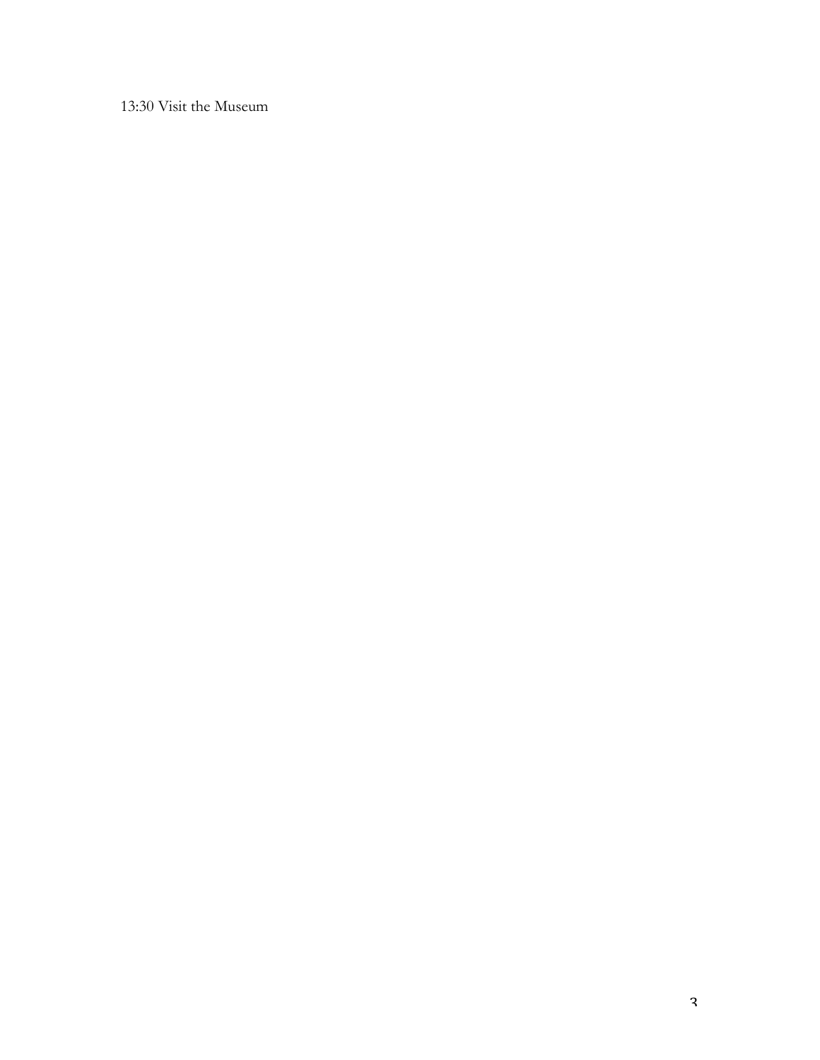13:30 Visit the Museum